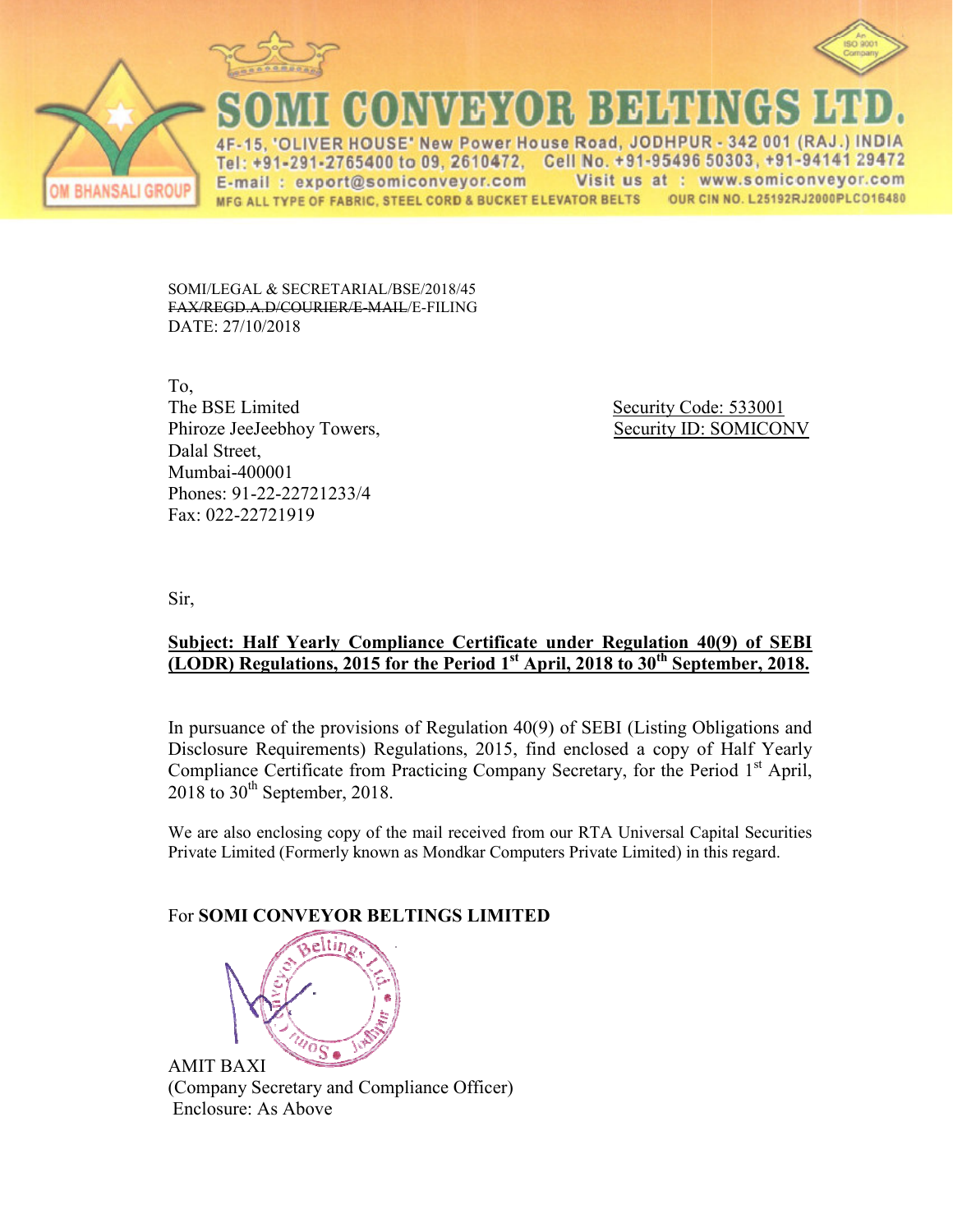# SOMI CONVEYOR BELTINGS LTD.

OM BHANSALI GROUP

4F-15, 'OLIVER HOUSE' New Power House Road, JODHPUR - 342 001 (RAJ.) INDIA
Tel: +91-291-2765400 to 09, 2610472, Cell No. +91-95496 50303, +91-94141 29472
E-mail : export@somiconveyor.com Visit us at : www.somiconveyor.com
MFG ALL TYPE OF FABRIC, STEEL CORD & BUCKET ELEVATOR BELTS OUR CIN NO. L25192RJ2000PLCO16480

An ISO 9001 Company

SOMI/LEGAL & SECRETARIAL/BSE/2018/45
~~FAX/REGD.A.D/COURIER/E-MAIL~~/E-FILING
DATE: 27/10/2018

To,
The BSE Limited
Phiroze JeeJeebhoy Towers,
Dalal Street,
Mumbai-400001
Phones: 91-22-22721233/4
Fax: 022-22721919

Security Code: 533001
Security ID: SOMICONV

Sir,

**Subject: Half Yearly Compliance Certificate under Regulation 40(9) of SEBI (LODR) Regulations, 2015 for the Period 1st April, 2018 to 30th September, 2018.**

In pursuance of the provisions of Regulation 40(9) of SEBI (Listing Obligations and Disclosure Requirements) Regulations, 2015, find enclosed a copy of Half Yearly Compliance Certificate from Practicing Company Secretary, for the Period 1st April, 2018 to 30th September, 2018.

We are also enclosing copy of the mail received from our RTA Universal Capital Securities Private Limited (Formerly known as Mondkar Computers Private Limited) in this regard.

For **SOMI CONVEYOR BELTINGS LIMITED**

AMIT BAXI
(Company Secretary and Compliance Officer)
Enclosure: As Above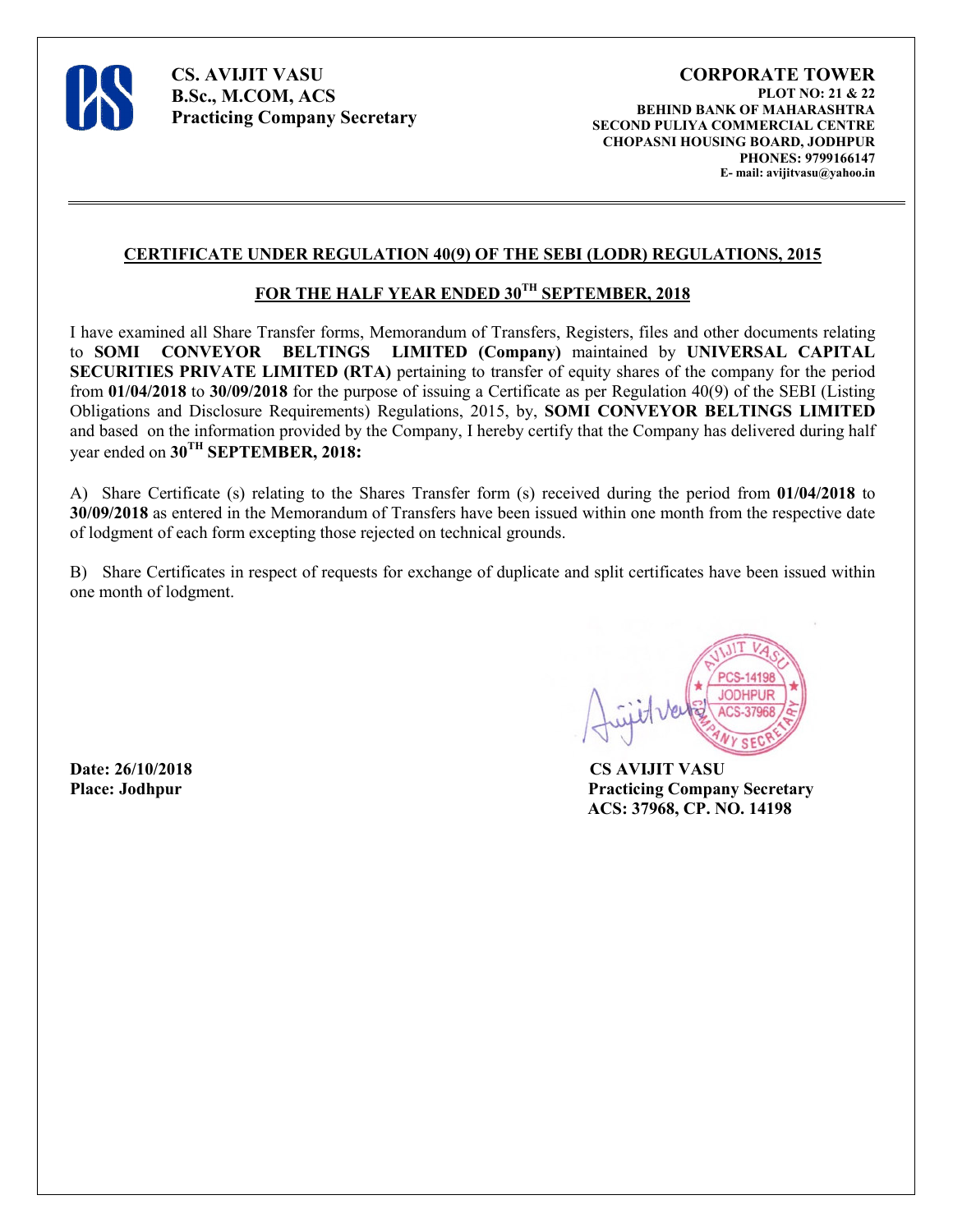**CS. AVIJIT VASU**
**B.Sc., M.COM, ACS**
**Practicing Company Secretary**

**CORPORATE TOWER**
**PLOT NO: 21 & 22**
**BEHIND BANK OF MAHARASHTRA**
**SECOND PULIYA COMMERCIAL CENTRE**
**CHOPASNI HOUSING BOARD, JODHPUR**
**PHONES: 9799166147**
**E- mail: avijitvasu@yahoo.in**

---

## CERTIFICATE UNDER REGULATION 40(9) OF THE SEBI (LODR) REGULATIONS, 2015

## FOR THE HALF YEAR ENDED 30TH SEPTEMBER, 2018

I have examined all Share Transfer forms, Memorandum of Transfers, Registers, files and other documents relating to **SOMI CONVEYOR BELTINGS LIMITED (Company)** maintained by **UNIVERSAL CAPITAL SECURITIES PRIVATE LIMITED (RTA)** pertaining to transfer of equity shares of the company for the period from **01/04/2018** to **30/09/2018** for the purpose of issuing a Certificate as per Regulation 40(9) of the SEBI (Listing Obligations and Disclosure Requirements) Regulations, 2015, by, **SOMI CONVEYOR BELTINGS LIMITED** and based on the information provided by the Company, I hereby certify that the Company has delivered during half year ended on **30TH SEPTEMBER, 2018:**

A) Share Certificate (s) relating to the Shares Transfer form (s) received during the period from **01/04/2018** to **30/09/2018** as entered in the Memorandum of Transfers have been issued within one month from the respective date of lodgment of each form excepting those rejected on technical grounds.

B) Share Certificates in respect of requests for exchange of duplicate and split certificates have been issued within one month of lodgment.

**Date: 26/10/2018**
**Place: Jodhpur**

**CS AVIJIT VASU**
**Practicing Company Secretary**
**ACS: 37968, CP. NO. 14198**